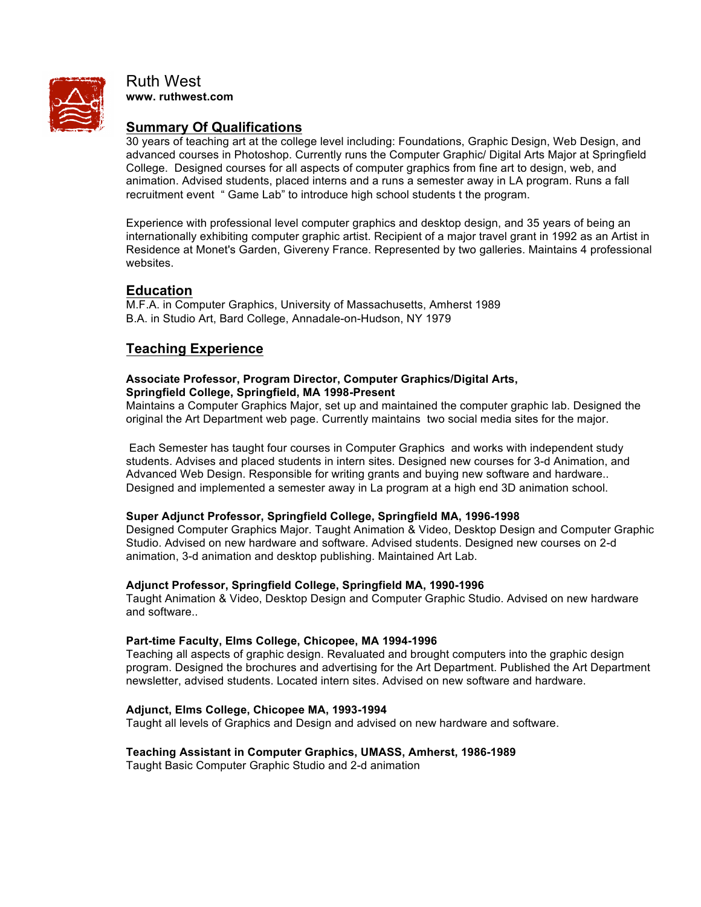# Ruth West

**www. ruthwest.com**

## Summary Of Qualifications

30 years of teaching art at the college level including: Foundations, Graphic Design, Web Design, and advanced courses in Photoshop. Currently runs the Computer Graphic/ Digital Arts Major at Springfield College. Designed courses for all aspects of computer graphics from fine art to design, web, and animation. Advised students, placed interns and a runs a semester away in LA program. Runs a fall recruitment event " Game Lab" to introduce high school students t the program.

Experience with professional level computer graphics and desktop design, and 35 years of being an internationally exhibiting computer graphic artist. Recipient of a major travel grant in 1992 as an Artist in Residence at Monet's Garden, Givereny France. Represented by two galleries. Maintains 4 professional websites.

## Education

M.F.A. in Computer Graphics, University of Massachusetts, Amherst 1989
B.A. in Studio Art, Bard College, Annadale-on-Hudson, NY 1979

## Teaching Experience

**Associate Professor, Program Director, Computer Graphics/Digital Arts,**
**Springfield College, Springfield, MA 1998-Present**
Maintains a Computer Graphics Major, set up and maintained the computer graphic lab. Designed the original the Art Department web page. Currently maintains two social media sites for the major.

Each Semester has taught four courses in Computer Graphics and works with independent study students. Advises and placed students in intern sites. Designed new courses for 3-d Animation, and Advanced Web Design. Responsible for writing grants and buying new software and hardware.. Designed and implemented a semester away in La program at a high end 3D animation school.

**Super Adjunct Professor, Springfield College, Springfield MA, 1996-1998**
Designed Computer Graphics Major. Taught Animation & Video, Desktop Design and Computer Graphic Studio. Advised on new hardware and software. Advised students. Designed new courses on 2-d animation, 3-d animation and desktop publishing. Maintained Art Lab.

**Adjunct Professor, Springfield College, Springfield MA, 1990-1996**
Taught Animation & Video, Desktop Design and Computer Graphic Studio. Advised on new hardware and software..

**Part-time Faculty, Elms College, Chicopee, MA 1994-1996**
Teaching all aspects of graphic design. Revaluated and brought computers into the graphic design program. Designed the brochures and advertising for the Art Department. Published the Art Department newsletter, advised students. Located intern sites. Advised on new software and hardware.

**Adjunct, Elms College, Chicopee MA, 1993-1994**
Taught all levels of Graphics and Design and advised on new hardware and software.

**Teaching Assistant in Computer Graphics, UMASS, Amherst, 1986-1989**
Taught Basic Computer Graphic Studio and 2-d animation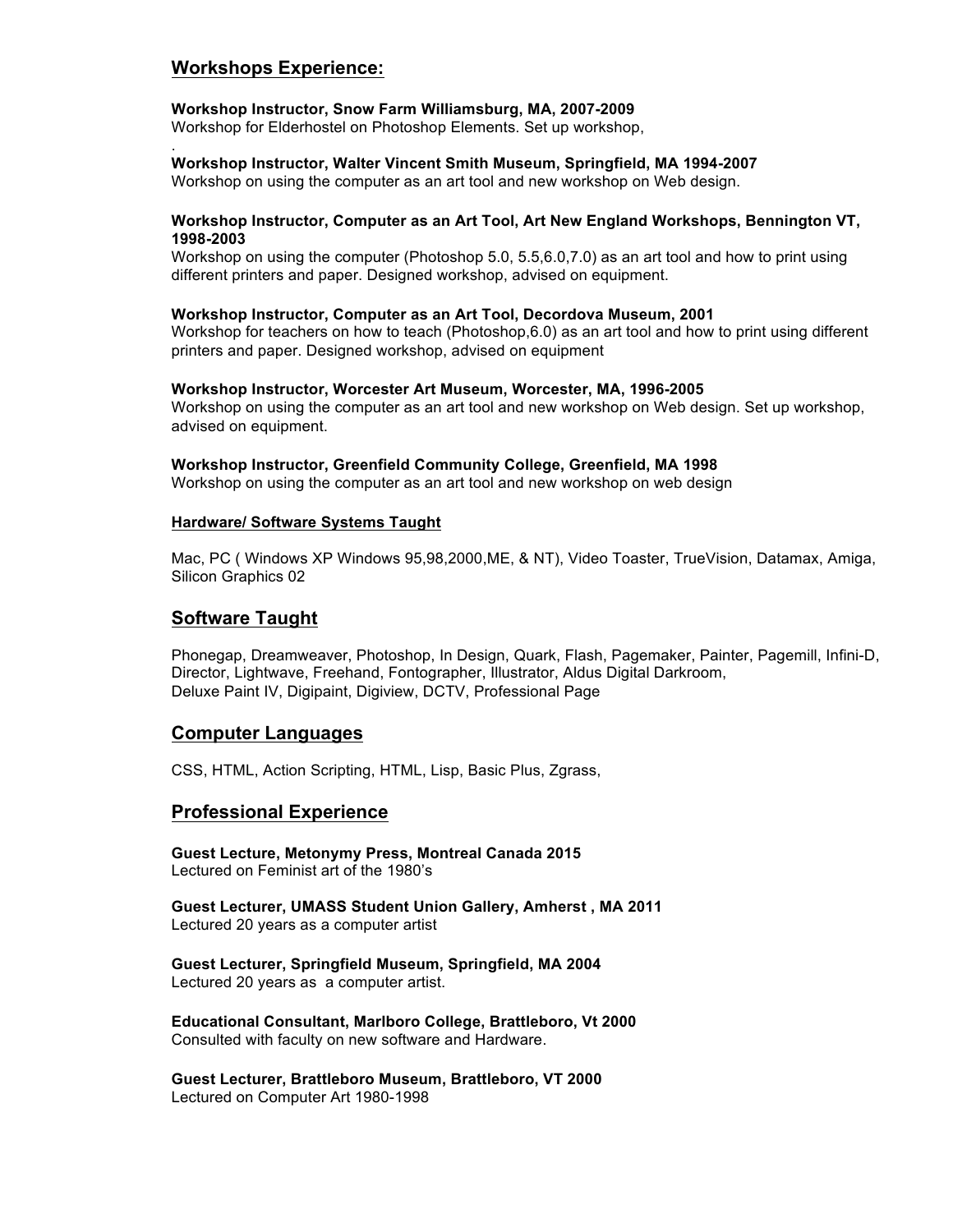## Workshops Experience:

**Workshop Instructor, Snow Farm Williamsburg, MA, 2007-2009**
Workshop for Elderhostel on Photoshop Elements. Set up workshop,
.

**Workshop Instructor, Walter Vincent Smith Museum, Springfield, MA 1994-2007**
Workshop on using the computer as an art tool and new workshop on Web design.

**Workshop Instructor, Computer as an Art Tool, Art New England Workshops, Bennington VT, 1998-2003**
Workshop on using the computer (Photoshop 5.0, 5.5,6.0,7.0) as an art tool and how to print using different printers and paper. Designed workshop, advised on equipment.

**Workshop Instructor, Computer as an Art Tool, Decordova Museum, 2001**
Workshop for teachers on how to teach (Photoshop,6.0) as an art tool and how to print using different printers and paper. Designed workshop, advised on equipment

**Workshop Instructor, Worcester Art Museum, Worcester, MA, 1996-2005**
Workshop on using the computer as an art tool and new workshop on Web design. Set up workshop, advised on equipment.

**Workshop Instructor, Greenfield Community College, Greenfield, MA 1998**
Workshop on using the computer as an art tool and new workshop on web design

### Hardware/ Software Systems Taught

Mac, PC ( Windows XP Windows 95,98,2000,ME, & NT), Video Toaster, TrueVision, Datamax, Amiga, Silicon Graphics 02

## Software Taught

Phonegap, Dreamweaver, Photoshop, In Design, Quark, Flash, Pagemaker, Painter, Pagemill, Infini-D, Director, Lightwave, Freehand, Fontographer, Illustrator, Aldus Digital Darkroom, Deluxe Paint IV, Digipaint, Digiview, DCTV, Professional Page

## Computer Languages

CSS, HTML, Action Scripting, HTML, Lisp, Basic Plus, Zgrass,

## Professional Experience

**Guest Lecture, Metonymy Press, Montreal Canada 2015**
Lectured on Feminist art of the 1980's

**Guest Lecturer, UMASS Student Union Gallery, Amherst , MA 2011**
Lectured 20 years as a computer artist

**Guest Lecturer, Springfield Museum, Springfield, MA 2004**
Lectured 20 years as a computer artist.

**Educational Consultant, Marlboro College, Brattleboro, Vt 2000**
Consulted with faculty on new software and Hardware.

**Guest Lecturer, Brattleboro Museum, Brattleboro, VT 2000**
Lectured on Computer Art 1980-1998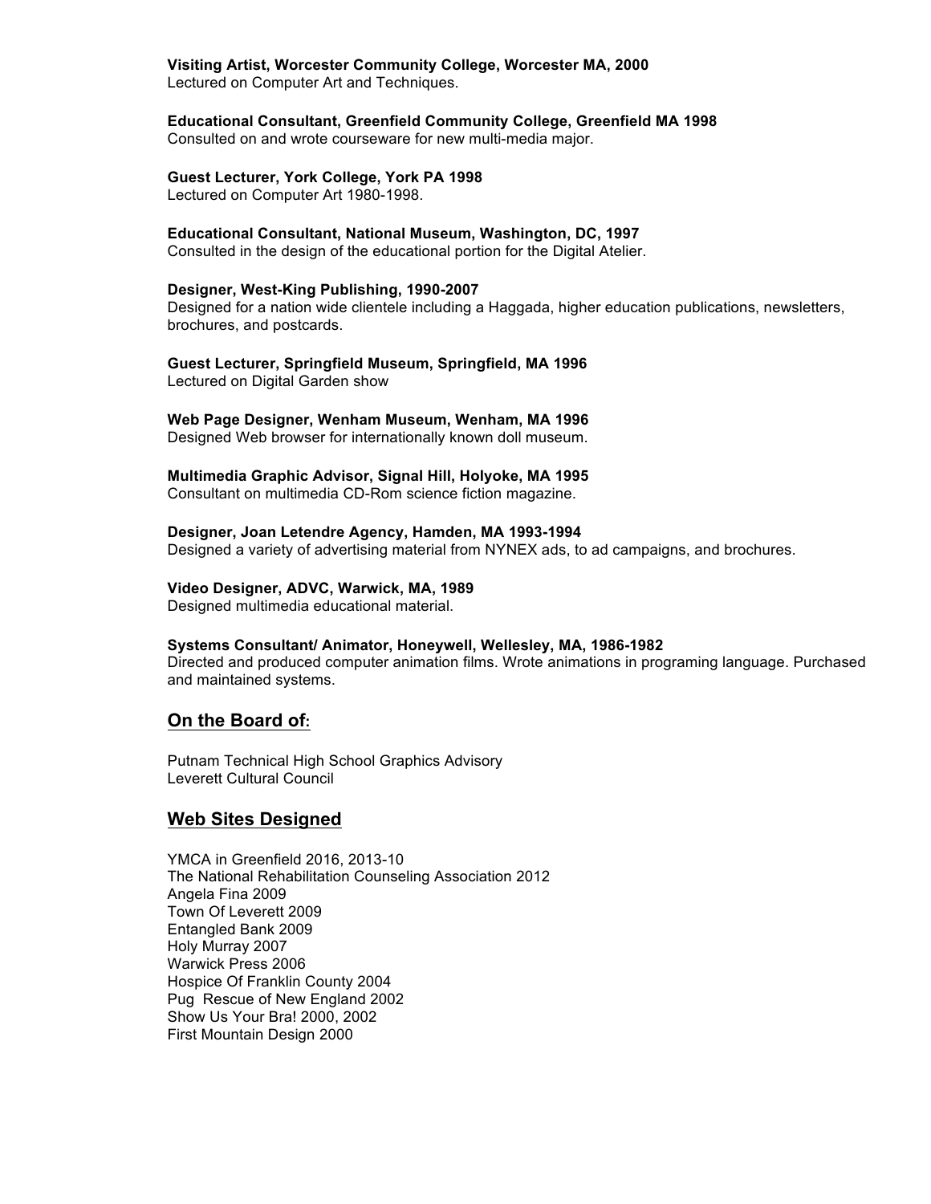**Visiting Artist, Worcester Community College, Worcester MA, 2000**
Lectured on Computer Art and Techniques.

**Educational Consultant, Greenfield Community College, Greenfield MA 1998**
Consulted on and wrote courseware for new multi-media major.

**Guest Lecturer, York College, York PA 1998**
Lectured on Computer Art 1980-1998.

**Educational Consultant, National Museum, Washington, DC, 1997**
Consulted in the design of the educational portion for the Digital Atelier.

**Designer, West-King Publishing, 1990-2007**
Designed for a nation wide clientele including a Haggada, higher education publications, newsletters, brochures, and postcards.

**Guest Lecturer, Springfield Museum, Springfield, MA 1996**
Lectured on Digital Garden show

**Web Page Designer, Wenham Museum, Wenham, MA 1996**
Designed Web browser for internationally known doll museum.

**Multimedia Graphic Advisor, Signal Hill, Holyoke, MA 1995**
Consultant on multimedia CD-Rom science fiction magazine.

**Designer, Joan Letendre Agency, Hamden, MA 1993-1994**
Designed a variety of advertising material from NYNEX ads, to ad campaigns, and brochures.

**Video Designer, ADVC, Warwick, MA, 1989**
Designed multimedia educational material.

**Systems Consultant/ Animator, Honeywell, Wellesley, MA, 1986-1982**
Directed and produced computer animation films. Wrote animations in programing language. Purchased and maintained systems.

## On the Board of:

Putnam Technical High School Graphics Advisory
Leverett Cultural Council

## Web Sites Designed

YMCA in Greenfield 2016, 2013-10
The National Rehabilitation Counseling Association 2012
Angela Fina 2009
Town Of Leverett 2009
Entangled Bank 2009
Holy Murray 2007
Warwick Press 2006
Hospice Of Franklin County 2004
Pug Rescue of New England 2002
Show Us Your Bra! 2000, 2002
First Mountain Design 2000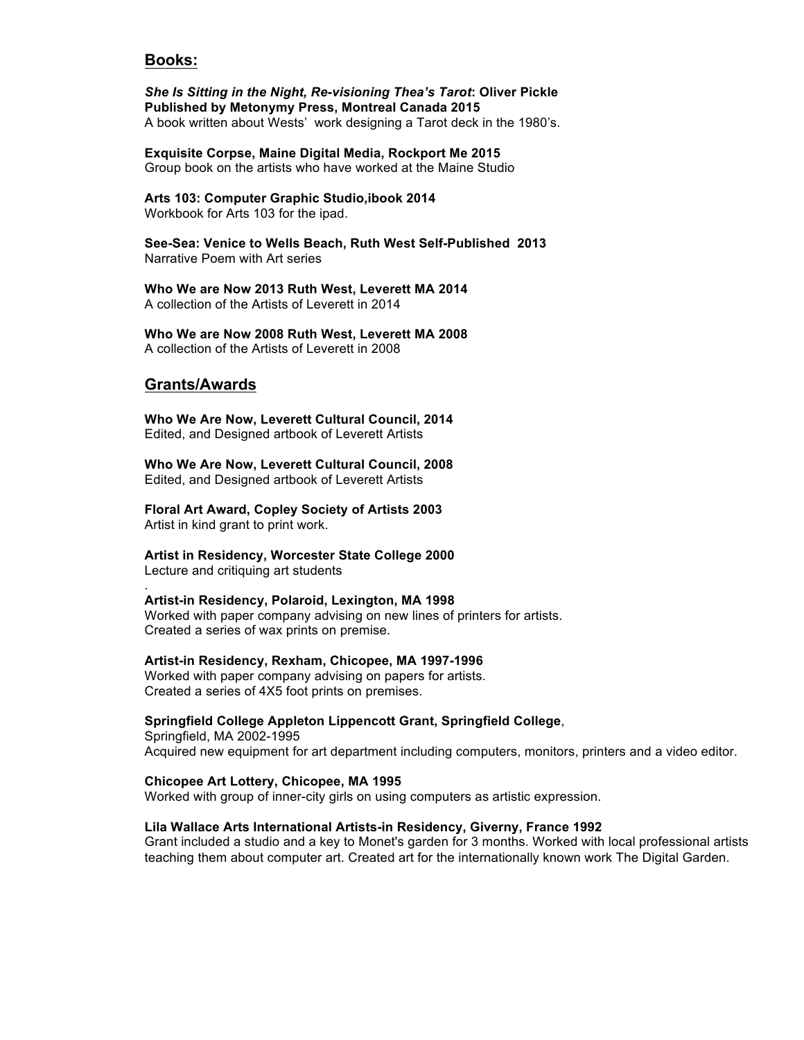## Books:

***She Is Sitting in the Night, Re-visioning Thea's Tarot*: Oliver Pickle**
**Published by Metonymy Press, Montreal Canada 2015**
A book written about Wests' work designing a Tarot deck in the 1980's.

**Exquisite Corpse, Maine Digital Media, Rockport Me 2015**
Group book on the artists who have worked at the Maine Studio

**Arts 103: Computer Graphic Studio,ibook 2014**
Workbook for Arts 103 for the ipad.

**See-Sea: Venice to Wells Beach, Ruth West Self-Published 2013**
Narrative Poem with Art series

**Who We are Now 2013 Ruth West, Leverett MA 2014**
A collection of the Artists of Leverett in 2014

**Who We are Now 2008 Ruth West, Leverett MA 2008**
A collection of the Artists of Leverett in 2008

## Grants/Awards

**Who We Are Now, Leverett Cultural Council, 2014**
Edited, and Designed artbook of Leverett Artists

**Who We Are Now, Leverett Cultural Council, 2008**
Edited, and Designed artbook of Leverett Artists

**Floral Art Award, Copley Society of Artists 2003**
Artist in kind grant to print work.

**Artist in Residency, Worcester State College 2000**
Lecture and critiquing art students
.
**Artist-in Residency, Polaroid, Lexington, MA 1998**
Worked with paper company advising on new lines of printers for artists.
Created a series of wax prints on premise.

**Artist-in Residency, Rexham, Chicopee, MA 1997-1996**
Worked with paper company advising on papers for artists.
Created a series of 4X5 foot prints on premises.

**Springfield College Appleton Lippencott Grant, Springfield College**,
Springfield, MA 2002-1995
Acquired new equipment for art department including computers, monitors, printers and a video editor.

**Chicopee Art Lottery, Chicopee, MA 1995**
Worked with group of inner-city girls on using computers as artistic expression.

**Lila Wallace Arts International Artists-in Residency, Giverny, France 1992**
Grant included a studio and a key to Monet's garden for 3 months. Worked with local professional artists teaching them about computer art. Created art for the internationally known work The Digital Garden.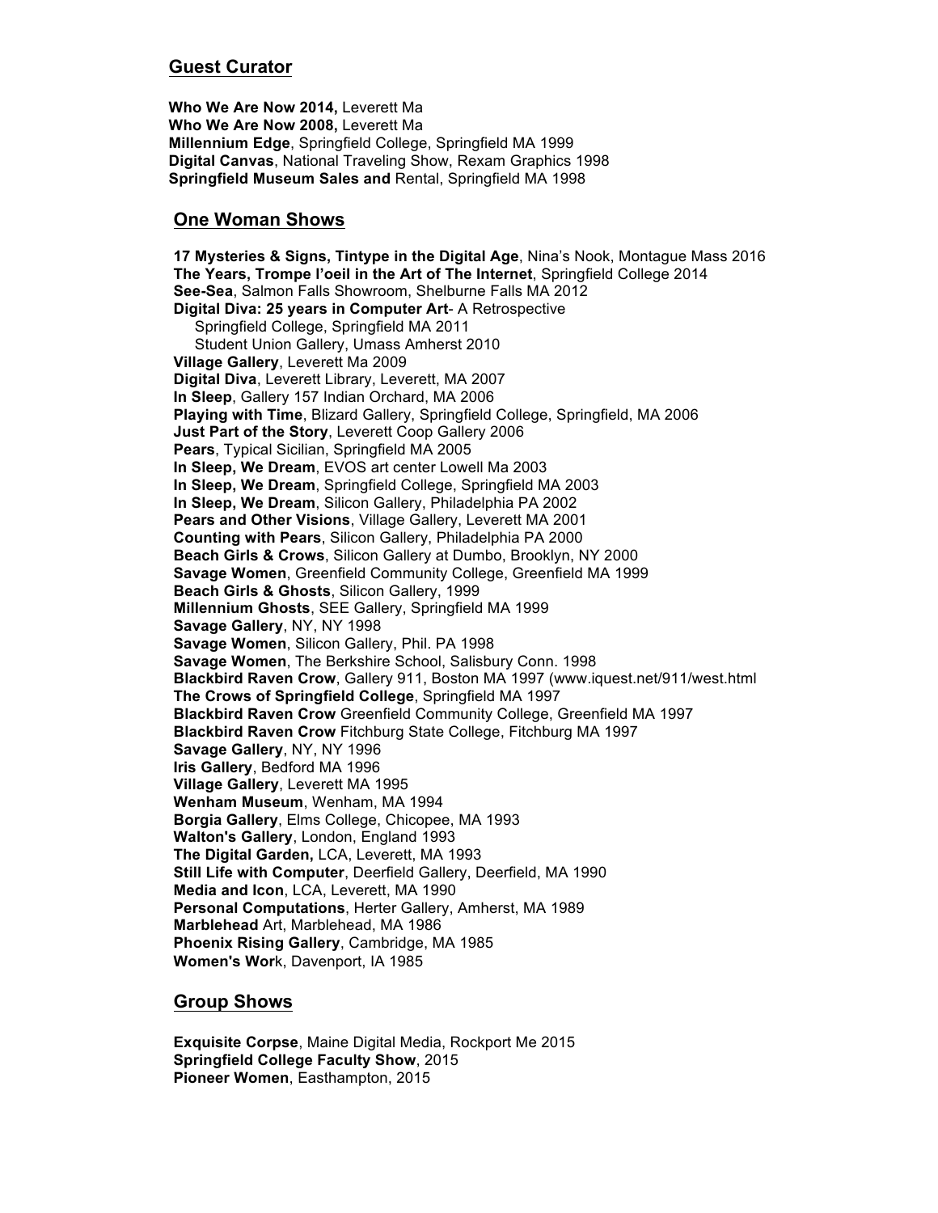## Guest Curator

**Who We Are Now 2014,** Leverett Ma
**Who We Are Now 2008,** Leverett Ma
**Millennium Edge**, Springfield College, Springfield MA 1999
**Digital Canvas**, National Traveling Show, Rexam Graphics 1998
**Springfield Museum Sales and** Rental, Springfield MA 1998

## One Woman Shows

**17 Mysteries & Signs, Tintype in the Digital Age**, Nina's Nook, Montague Mass 2016
**The Years, Trompe l'oeil in the Art of The Internet**, Springfield College 2014
**See-Sea**, Salmon Falls Showroom, Shelburne Falls MA 2012
**Digital Diva: 25 years in Computer Art**- A Retrospective
  Springfield College, Springfield MA 2011
  Student Union Gallery, Umass Amherst 2010
**Village Gallery**, Leverett Ma 2009
**Digital Diva**, Leverett Library, Leverett, MA 2007
**In Sleep**, Gallery 157 Indian Orchard, MA 2006
**Playing with Time**, Blizard Gallery, Springfield College, Springfield, MA 2006
**Just Part of the Story**, Leverett Coop Gallery 2006
**Pears**, Typical Sicilian, Springfield MA 2005
**In Sleep, We Dream**, EVOS art center Lowell Ma 2003
**In Sleep, We Dream**, Springfield College, Springfield MA 2003
**In Sleep, We Dream**, Silicon Gallery, Philadelphia PA 2002
**Pears and Other Visions**, Village Gallery, Leverett MA 2001
**Counting with Pears**, Silicon Gallery, Philadelphia PA 2000
**Beach Girls & Crows**, Silicon Gallery at Dumbo, Brooklyn, NY 2000
**Savage Women**, Greenfield Community College, Greenfield MA 1999
**Beach Girls & Ghosts**, Silicon Gallery, 1999
**Millennium Ghosts**, SEE Gallery, Springfield MA 1999
**Savage Gallery**, NY, NY 1998
**Savage Women**, Silicon Gallery, Phil. PA 1998
**Savage Women**, The Berkshire School, Salisbury Conn. 1998
**Blackbird Raven Crow**, Gallery 911, Boston MA 1997 (www.iquest.net/911/west.html
**The Crows of Springfield College**, Springfield MA 1997
**Blackbird Raven Crow** Greenfield Community College, Greenfield MA 1997
**Blackbird Raven Crow** Fitchburg State College, Fitchburg MA 1997
**Savage Gallery**, NY, NY 1996
**Iris Gallery**, Bedford MA 1996
**Village Gallery**, Leverett MA 1995
**Wenham Museum**, Wenham, MA 1994
**Borgia Gallery**, Elms College, Chicopee, MA 1993
**Walton's Gallery**, London, England 1993
**The Digital Garden,** LCA, Leverett, MA 1993
**Still Life with Computer**, Deerfield Gallery, Deerfield, MA 1990
**Media and Icon**, LCA, Leverett, MA 1990
**Personal Computations**, Herter Gallery, Amherst, MA 1989
**Marblehead** Art, Marblehead, MA 1986
**Phoenix Rising Gallery**, Cambridge, MA 1985
**Women's Wor**k, Davenport, IA 1985

## Group Shows

**Exquisite Corpse**, Maine Digital Media, Rockport Me 2015
**Springfield College Faculty Show**, 2015
**Pioneer Women**, Easthampton, 2015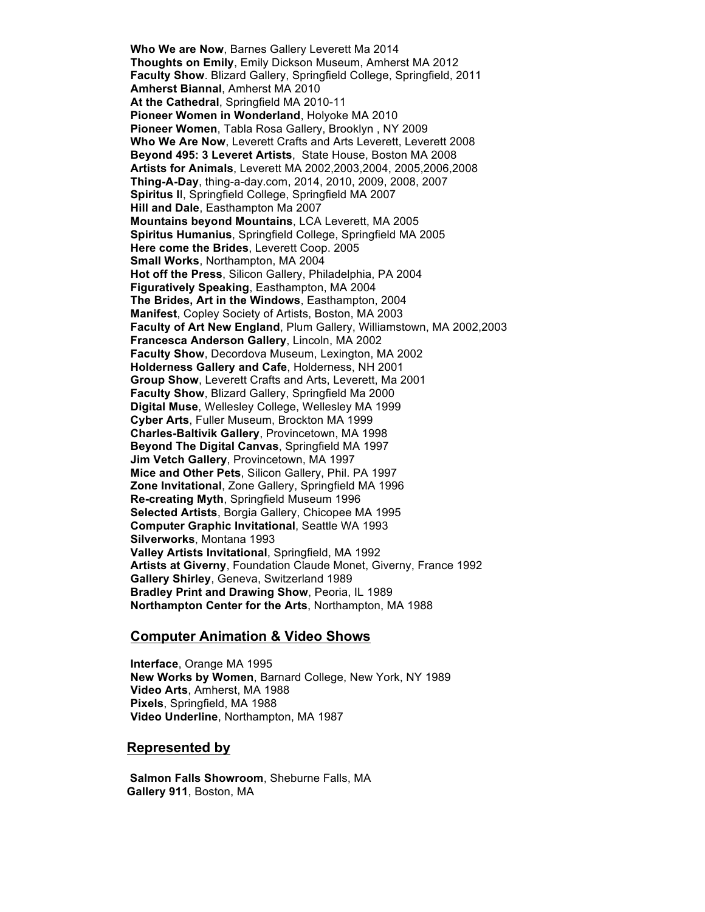**Who We are Now**, Barnes Gallery Leverett Ma 2014
**Thoughts on Emily**, Emily Dickson Museum, Amherst MA 2012
**Faculty Show**. Blizard Gallery, Springfield College, Springfield, 2011
**Amherst Biannal**, Amherst MA 2010
**At the Cathedral**, Springfield MA 2010-11
**Pioneer Women in Wonderland**, Holyoke MA 2010
**Pioneer Women**, Tabla Rosa Gallery, Brooklyn , NY 2009
**Who We Are Now**, Leverett Crafts and Arts Leverett, Leverett 2008
**Beyond 495: 3 Leveret Artists**, State House, Boston MA 2008
**Artists for Animals**, Leverett MA 2002,2003,2004, 2005,2006,2008
**Thing-A-Day**, thing-a-day.com, 2014, 2010, 2009, 2008, 2007
**Spiritus II**, Springfield College, Springfield MA 2007
**Hill and Dale**, Easthampton Ma 2007
**Mountains beyond Mountains**, LCA Leverett, MA 2005
**Spiritus Humanius**, Springfield College, Springfield MA 2005
**Here come the Brides**, Leverett Coop. 2005
**Small Works**, Northampton, MA 2004
**Hot off the Press**, Silicon Gallery, Philadelphia, PA 2004
**Figuratively Speaking**, Easthampton, MA 2004
**The Brides, Art in the Windows**, Easthampton, 2004
**Manifest**, Copley Society of Artists, Boston, MA 2003
**Faculty of Art New England**, Plum Gallery, Williamstown, MA 2002,2003
**Francesca Anderson Gallery**, Lincoln, MA 2002
**Faculty Show**, Decordova Museum, Lexington, MA 2002
**Holderness Gallery and Cafe**, Holderness, NH 2001
**Group Show**, Leverett Crafts and Arts, Leverett, Ma 2001
**Faculty Show**, Blizard Gallery, Springfield Ma 2000
**Digital Muse**, Wellesley College, Wellesley MA 1999
**Cyber Arts**, Fuller Museum, Brockton MA 1999
**Charles-Baltivik Gallery**, Provincetown, MA 1998
**Beyond The Digital Canvas**, Springfield MA 1997
**Jim Vetch Gallery**, Provincetown, MA 1997
**Mice and Other Pets**, Silicon Gallery, Phil. PA 1997
**Zone Invitational**, Zone Gallery, Springfield MA 1996
**Re-creating Myth**, Springfield Museum 1996
**Selected Artists**, Borgia Gallery, Chicopee MA 1995
**Computer Graphic Invitational**, Seattle WA 1993
**Silverworks**, Montana 1993
**Valley Artists Invitational**, Springfield, MA 1992
**Artists at Giverny**, Foundation Claude Monet, Giverny, France 1992
**Gallery Shirley**, Geneva, Switzerland 1989
**Bradley Print and Drawing Show**, Peoria, IL 1989
**Northampton Center for the Arts**, Northampton, MA 1988

## Computer Animation & Video Shows

**Interface**, Orange MA 1995
**New Works by Women**, Barnard College, New York, NY 1989
**Video Arts**, Amherst, MA 1988
**Pixels**, Springfield, MA 1988
**Video Underline**, Northampton, MA 1987

## Represented by

**Salmon Falls Showroom**, Sheburne Falls, MA
**Gallery 911**, Boston, MA